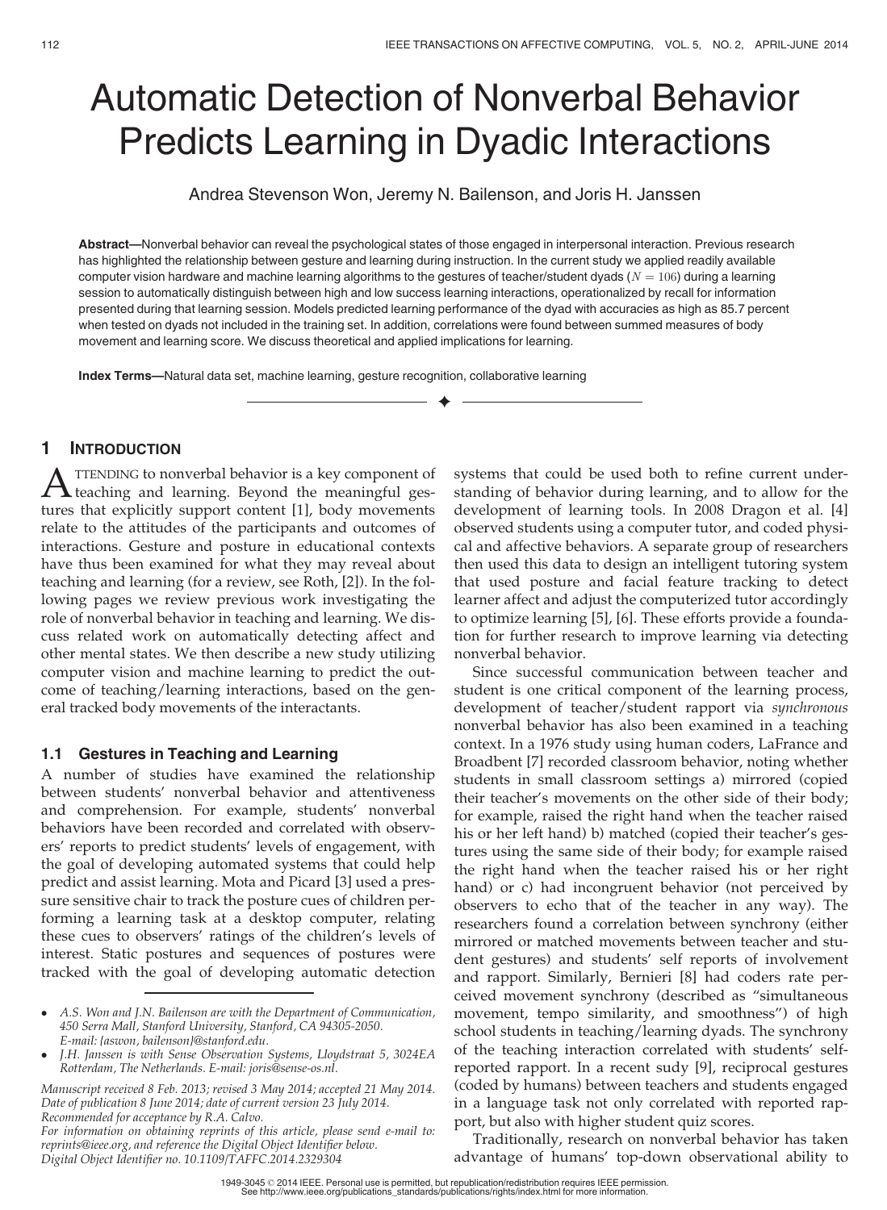# Automatic Detection of Nonverbal Behavior Predicts Learning in Dyadic Interactions

Andrea Stevenson Won, Jeremy N. Bailenson, and Joris H. Janssen

**Abstract**—Nonverbal behavior can reveal the psychological states of those engaged in interpersonal interaction. Previous research has highlighted the relationship between gesture and learning during instruction. In the current study we applied readily available computer vision hardware and machine learning algorithms to the gestures of teacher/student dyads ($N = 106$) during a learning session to automatically distinguish between high and low success learning interactions, operationalized by recall for information presented during that learning session. Models predicted learning performance of the dyad with accuracies as high as 85.7 percent when tested on dyads not included in the training set. In addition, correlations were found between summed measures of body movement and learning score. We discuss theoretical and applied implications for learning.

**Index Terms**—Natural data set, machine learning, gesture recognition, collaborative learning

## 1 Introduction

Attending to nonverbal behavior is a key component of teaching and learning. Beyond the meaningful gestures that explicitly support content [1], body movements relate to the attitudes of the participants and outcomes of interactions. Gesture and posture in educational contexts have thus been examined for what they may reveal about teaching and learning (for a review, see Roth, [2]). In the following pages we review previous work investigating the role of nonverbal behavior in teaching and learning. We discuss related work on automatically detecting affect and other mental states. We then describe a new study utilizing computer vision and machine learning to predict the outcome of teaching/learning interactions, based on the general tracked body movements of the interactants.

### 1.1 Gestures in Teaching and Learning

A number of studies have examined the relationship between students' nonverbal behavior and attentiveness and comprehension. For example, students' nonverbal behaviors have been recorded and correlated with observers' reports to predict students' levels of engagement, with the goal of developing automated systems that could help predict and assist learning. Mota and Picard [3] used a pressure sensitive chair to track the posture cues of children performing a learning task at a desktop computer, relating these cues to observers' ratings of the children's levels of interest. Static postures and sequences of postures were tracked with the goal of developing automatic detection systems that could be used both to refine current understanding of behavior during learning, and to allow for the development of learning tools. In 2008 Dragon et al. [4] observed students using a computer tutor, and coded physical and affective behaviors. A separate group of researchers then used this data to design an intelligent tutoring system that used posture and facial feature tracking to detect learner affect and adjust the computerized tutor accordingly to optimize learning [5], [6]. These efforts provide a foundation for further research to improve learning via detecting nonverbal behavior.

Since successful communication between teacher and student is one critical component of the learning process, development of teacher/student rapport via *synchronous* nonverbal behavior has also been examined in a teaching context. In a 1976 study using human coders, LaFrance and Broadbent [7] recorded classroom behavior, noting whether students in small classroom settings a) mirrored (copied their teacher's movements on the other side of their body; for example, raised the right hand when the teacher raised his or her left hand) b) matched (copied their teacher's gestures using the same side of their body; for example raised the right hand when the teacher raised his or her right hand) or c) had incongruent behavior (not perceived by observers to echo that of the teacher in any way). The researchers found a correlation between synchrony (either mirrored or matched movements between teacher and student gestures) and students' self reports of involvement and rapport. Similarly, Bernieri [8] had coders rate perceived movement synchrony (described as "simultaneous movement, tempo similarity, and smoothness") of high school students in teaching/learning dyads. The synchrony of the teaching interaction correlated with students' self-reported rapport. In a recent sudy [9], reciprocal gestures (coded by humans) between teachers and students engaged in a language task not only correlated with reported rapport, but also with higher student quiz scores.

Traditionally, research on nonverbal behavior has taken advantage of humans' top-down observational ability to

---

- *A.S. Won and J.N. Bailenson are with the Department of Communication, 450 Serra Mall, Stanford University, Stanford, CA 94305-2050. E-mail: {aswon, bailenson}@stanford.edu.*
- *J.H. Janssen is with Sense Observation Systems, Lloydstraat 5, 3024EA Rotterdam, The Netherlands. E-mail: joris@sense-os.nl.*

*Manuscript received 8 Feb. 2013; revised 3 May 2014; accepted 21 May 2014. Date of publication 8 June 2014; date of current version 23 July 2014. Recommended for acceptance by R.A. Calvo.*
*For information on obtaining reprints of this article, please send e-mail to: reprints@ieee.org, and reference the Digital Object Identifier below.*
*Digital Object Identifier no. 10.1109/TAFFC.2014.2329304*

1949-3045 © 2014 IEEE. Personal use is permitted, but republication/redistribution requires IEEE permission.
See http://www.ieee.org/publications_standards/publications/rights/index.html for more information.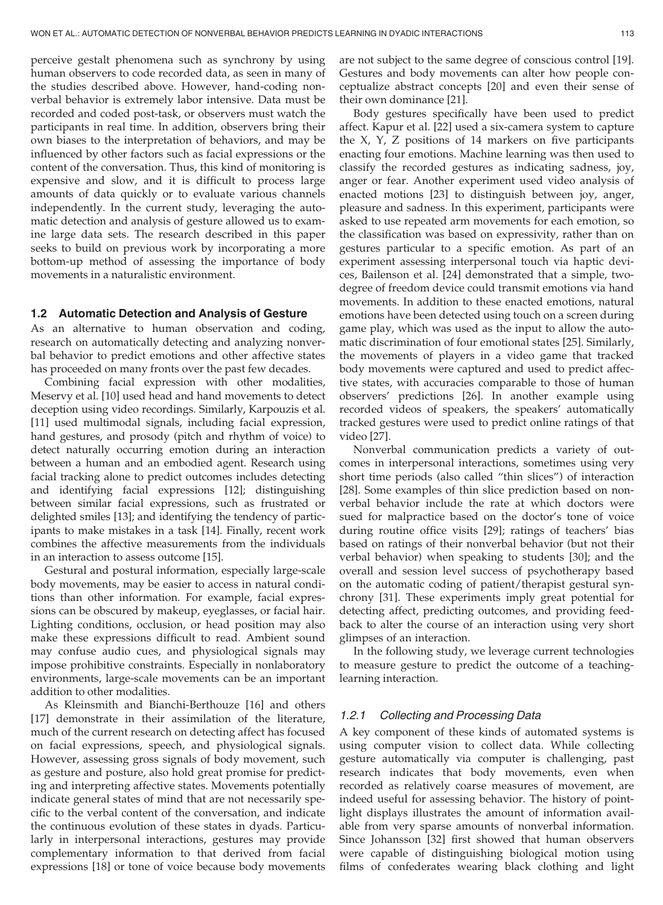perceive gestalt phenomena such as synchrony by using human observers to code recorded data, as seen in many of the studies described above. However, hand-coding nonverbal behavior is extremely labor intensive. Data must be recorded and coded post-task, or observers must watch the participants in real time. In addition, observers bring their own biases to the interpretation of behaviors, and may be influenced by other factors such as facial expressions or the content of the conversation. Thus, this kind of monitoring is expensive and slow, and it is difficult to process large amounts of data quickly or to evaluate various channels independently. In the current study, leveraging the automatic detection and analysis of gesture allowed us to examine large data sets. The research described in this paper seeks to build on previous work by incorporating a more bottom-up method of assessing the importance of body movements in a naturalistic environment.

### 1.2 Automatic Detection and Analysis of Gesture

As an alternative to human observation and coding, research on automatically detecting and analyzing nonverbal behavior to predict emotions and other affective states has proceeded on many fronts over the past few decades.

Combining facial expression with other modalities, Meservy et al. [10] used head and hand movements to detect deception using video recordings. Similarly, Karpouzis et al. [11] used multimodal signals, including facial expression, hand gestures, and prosody (pitch and rhythm of voice) to detect naturally occurring emotion during an interaction between a human and an embodied agent. Research using facial tracking alone to predict outcomes includes detecting and identifying facial expressions [12]; distinguishing between similar facial expressions, such as frustrated or delighted smiles [13]; and identifying the tendency of participants to make mistakes in a task [14]. Finally, recent work combines the affective measurements from the individuals in an interaction to assess outcome [15].

Gestural and postural information, especially large-scale body movements, may be easier to access in natural conditions than other information. For example, facial expressions can be obscured by makeup, eyeglasses, or facial hair. Lighting conditions, occlusion, or head position may also make these expressions difficult to read. Ambient sound may confuse audio cues, and physiological signals may impose prohibitive constraints. Especially in nonlaboratory environments, large-scale movements can be an important addition to other modalities.

As Kleinsmith and Bianchi-Berthouze [16] and others [17] demonstrate in their assimilation of the literature, much of the current research on detecting affect has focused on facial expressions, speech, and physiological signals. However, assessing gross signals of body movement, such as gesture and posture, also hold great promise for predicting and interpreting affective states. Movements potentially indicate general states of mind that are not necessarily specific to the verbal content of the conversation, and indicate the continuous evolution of these states in dyads. Particularly in interpersonal interactions, gestures may provide complementary information to that derived from facial expressions [18] or tone of voice because body movements are not subject to the same degree of conscious control [19]. Gestures and body movements can alter how people conceptualize abstract concepts [20] and even their sense of their own dominance [21].

Body gestures specifically have been used to predict affect. Kapur et al. [22] used a six-camera system to capture the X, Y, Z positions of 14 markers on five participants enacting four emotions. Machine learning was then used to classify the recorded gestures as indicating sadness, joy, anger or fear. Another experiment used video analysis of enacted motions [23] to distinguish between joy, anger, pleasure and sadness. In this experiment, participants were asked to use repeated arm movements for each emotion, so the classification was based on expressivity, rather than on gestures particular to a specific emotion. As part of an experiment assessing interpersonal touch via haptic devices, Bailenson et al. [24] demonstrated that a simple, two-degree of freedom device could transmit emotions via hand movements. In addition to these enacted emotions, natural emotions have been detected using touch on a screen during game play, which was used as the input to allow the automatic discrimination of four emotional states [25]. Similarly, the movements of players in a video game that tracked body movements were captured and used to predict affective states, with accuracies comparable to those of human observers' predictions [26]. In another example using recorded videos of speakers, the speakers' automatically tracked gestures were used to predict online ratings of that video [27].

Nonverbal communication predicts a variety of outcomes in interpersonal interactions, sometimes using very short time periods (also called "thin slices") of interaction [28]. Some examples of thin slice prediction based on nonverbal behavior include the rate at which doctors were sued for malpractice based on the doctor's tone of voice during routine office visits [29]; ratings of teachers' bias based on ratings of their nonverbal behavior (but not their verbal behavior) when speaking to students [30]; and the overall and session level success of psychotherapy based on the automatic coding of patient/therapist gestural synchrony [31]. These experiments imply great potential for detecting affect, predicting outcomes, and providing feedback to alter the course of an interaction using very short glimpses of an interaction.

In the following study, we leverage current technologies to measure gesture to predict the outcome of a teaching-learning interaction.

#### *1.2.1 Collecting and Processing Data*

A key component of these kinds of automated systems is using computer vision to collect data. While collecting gesture automatically via computer is challenging, past research indicates that body movements, even when recorded as relatively coarse measures of movement, are indeed useful for assessing behavior. The history of point-light displays illustrates the amount of information available from very sparse amounts of nonverbal information. Since Johansson [32] first showed that human observers were capable of distinguishing biological motion using films of confederates wearing black clothing and light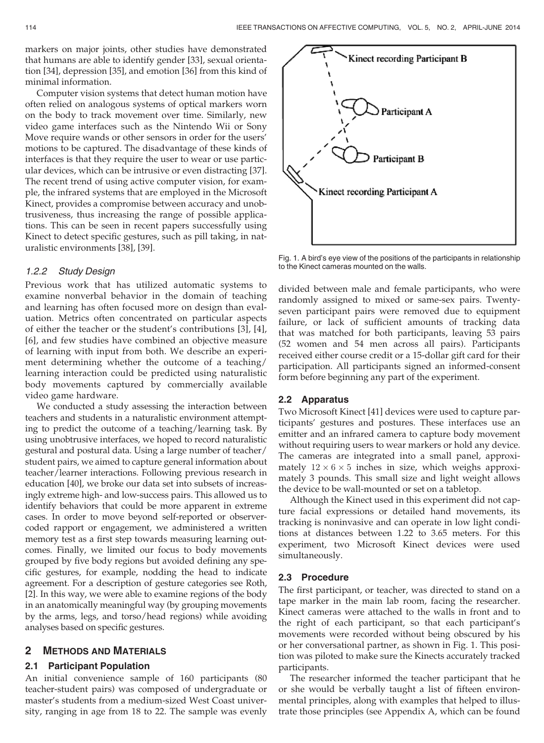markers on major joints, other studies have demonstrated that humans are able to identify gender [33], sexual orientation [34], depression [35], and emotion [36] from this kind of minimal information.

Computer vision systems that detect human motion have often relied on analogous systems of optical markers worn on the body to track movement over time. Similarly, new video game interfaces such as the Nintendo Wii or Sony Move require wands or other sensors in order for the users' motions to be captured. The disadvantage of these kinds of interfaces is that they require the user to wear or use particular devices, which can be intrusive or even distracting [37]. The recent trend of using active computer vision, for example, the infrared systems that are employed in the Microsoft Kinect, provides a compromise between accuracy and unobtrusiveness, thus increasing the range of possible applications. This can be seen in recent papers successfully using Kinect to detect specific gestures, such as pill taking, in naturalistic environments [38], [39].

#### 1.2.2 Study Design

Previous work that has utilized automatic systems to examine nonverbal behavior in the domain of teaching and learning has often focused more on design than evaluation. Metrics often concentrated on particular aspects of either the teacher or the student's contributions [3], [4], [6], and few studies have combined an objective measure of learning with input from both. We describe an experiment determining whether the outcome of a teaching/learning interaction could be predicted using naturalistic body movements captured by commercially available video game hardware.

We conducted a study assessing the interaction between teachers and students in a naturalistic environment attempting to predict the outcome of a teaching/learning task. By using unobtrusive interfaces, we hoped to record naturalistic gestural and postural data. Using a large number of teacher/student pairs, we aimed to capture general information about teacher/learner interactions. Following previous research in education [40], we broke our data set into subsets of increasingly extreme high- and low-success pairs. This allowed us to identify behaviors that could be more apparent in extreme cases. In order to move beyond self-reported or observer-coded rapport or engagement, we administered a written memory test as a first step towards measuring learning outcomes. Finally, we limited our focus to body movements grouped by five body regions but avoided defining any specific gestures, for example, nodding the head to indicate agreement. For a description of gesture categories see Roth, [2]. In this way, we were able to examine regions of the body in an anatomically meaningful way (by grouping movements by the arms, legs, and torso/head regions) while avoiding analyses based on specific gestures.

## 2 Methods and Materials

### 2.1 Participant Population

An initial convenience sample of 160 participants (80 teacher-student pairs) was composed of undergraduate or master's students from a medium-sized West Coast university, ranging in age from 18 to 22. The sample was evenly divided between male and female participants, who were randomly assigned to mixed or same-sex pairs. Twenty-seven participant pairs were removed due to equipment failure, or lack of sufficient amounts of tracking data that was matched for both participants, leaving 53 pairs (52 women and 54 men across all pairs). Participants received either course credit or a 15-dollar gift card for their participation. All participants signed an informed-consent form before beginning any part of the experiment.

Kinect recording Participant B

Participant A

Participant B

Kinect recording Participant A

Fig. 1. A bird's eye view of the positions of the participants in relationship to the Kinect cameras mounted on the walls.

### 2.2 Apparatus

Two Microsoft Kinect [41] devices were used to capture participants' gestures and postures. These interfaces use an emitter and an infrared camera to capture body movement without requiring users to wear markers or hold any device. The cameras are integrated into a small panel, approximately $12 \times 6 \times 5$ inches in size, which weighs approximately 3 pounds. This small size and light weight allows the device to be wall-mounted or set on a tabletop.

Although the Kinect used in this experiment did not capture facial expressions or detailed hand movements, its tracking is noninvasive and can operate in low light conditions at distances between 1.22 to 3.65 meters. For this experiment, two Microsoft Kinect devices were used simultaneously.

### 2.3 Procedure

The first participant, or teacher, was directed to stand on a tape marker in the main lab room, facing the researcher. Kinect cameras were attached to the walls in front and to the right of each participant, so that each participant's movements were recorded without being obscured by his or her conversational partner, as shown in Fig. 1. This position was piloted to make sure the Kinects accurately tracked participants.

The researcher informed the teacher participant that he or she would be verbally taught a list of fifteen environmental principles, along with examples that helped to illustrate those principles (see Appendix A, which can be found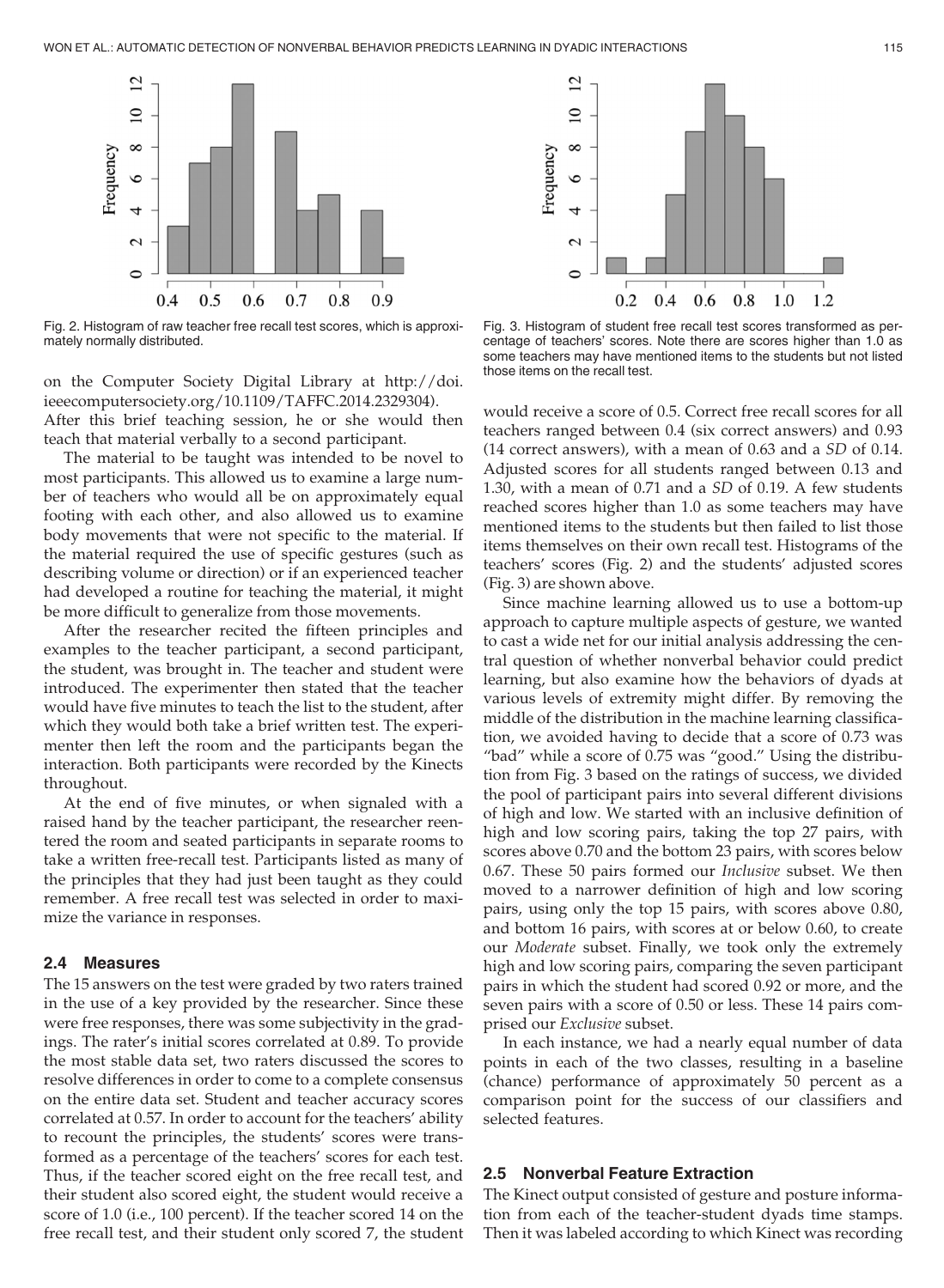0.4 0.5 0.6 0.7 0.8 0.9

Frequency

0 2 4 6 8 10 12

Fig. 2. Histogram of raw teacher free recall test scores, which is approximately normally distributed.

0.2 0.4 0.6 0.8 1.0 1.2

Frequency

0 2 4 6 8 10 12

Fig. 3. Histogram of student free recall test scores transformed as percentage of teachers' scores. Note there are scores higher than 1.0 as some teachers may have mentioned items to the students but not listed those items on the recall test.

on the Computer Society Digital Library at http://doi.ieeecomputersociety.org/10.1109/TAFFC.2014.2329304). After this brief teaching session, he or she would then teach that material verbally to a second participant.

The material to be taught was intended to be novel to most participants. This allowed us to examine a large number of teachers who would all be on approximately equal footing with each other, and also allowed us to examine body movements that were not specific to the material. If the material required the use of specific gestures (such as describing volume or direction) or if an experienced teacher had developed a routine for teaching the material, it might be more difficult to generalize from those movements.

After the researcher recited the fifteen principles and examples to the teacher participant, a second participant, the student, was brought in. The teacher and student were introduced. The experimenter then stated that the teacher would have five minutes to teach the list to the student, after which they would both take a brief written test. The experimenter then left the room and the participants began the interaction. Both participants were recorded by the Kinects throughout.

At the end of five minutes, or when signaled with a raised hand by the teacher participant, the researcher reentered the room and seated participants in separate rooms to take a written free-recall test. Participants listed as many of the principles that they had just been taught as they could remember. A free recall test was selected in order to maximize the variance in responses.

### 2.4 Measures

The 15 answers on the test were graded by two raters trained in the use of a key provided by the researcher. Since these were free responses, there was some subjectivity in the gradings. The rater's initial scores correlated at 0.89. To provide the most stable data set, two raters discussed the scores to resolve differences in order to come to a complete consensus on the entire data set. Student and teacher accuracy scores correlated at 0.57. In order to account for the teachers' ability to recount the principles, the students' scores were transformed as a percentage of the teachers' scores for each test. Thus, if the teacher scored eight on the free recall test, and their student also scored eight, the student would receive a score of 1.0 (i.e., 100 percent). If the teacher scored 14 on the free recall test, and their student only scored 7, the student would receive a score of 0.5. Correct free recall scores for all teachers ranged between 0.4 (six correct answers) and 0.93 (14 correct answers), with a mean of 0.63 and a *SD* of 0.14. Adjusted scores for all students ranged between 0.13 and 1.30, with a mean of 0.71 and a *SD* of 0.19. A few students reached scores higher than 1.0 as some teachers may have mentioned items to the students but then failed to list those items themselves on their own recall test. Histograms of the teachers' scores (Fig. 2) and the students' adjusted scores (Fig. 3) are shown above.

Since machine learning allowed us to use a bottom-up approach to capture multiple aspects of gesture, we wanted to cast a wide net for our initial analysis addressing the central question of whether nonverbal behavior could predict learning, but also examine how the behaviors of dyads at various levels of extremity might differ. By removing the middle of the distribution in the machine learning classification, we avoided having to decide that a score of 0.73 was "bad" while a score of 0.75 was "good." Using the distribution from Fig. 3 based on the ratings of success, we divided the pool of participant pairs into several different divisions of high and low. We started with an inclusive definition of high and low scoring pairs, taking the top 27 pairs, with scores above 0.70 and the bottom 23 pairs, with scores below 0.67. These 50 pairs formed our *Inclusive* subset. We then moved to a narrower definition of high and low scoring pairs, using only the top 15 pairs, with scores above 0.80, and bottom 16 pairs, with scores at or below 0.60, to create our *Moderate* subset. Finally, we took only the extremely high and low scoring pairs, comparing the seven participant pairs in which the student had scored 0.92 or more, and the seven pairs with a score of 0.50 or less. These 14 pairs comprised our *Exclusive* subset.

In each instance, we had a nearly equal number of data points in each of the two classes, resulting in a baseline (chance) performance of approximately 50 percent as a comparison point for the success of our classifiers and selected features.

### 2.5 Nonverbal Feature Extraction

The Kinect output consisted of gesture and posture information from each of the teacher-student dyads time stamps. Then it was labeled according to which Kinect was recording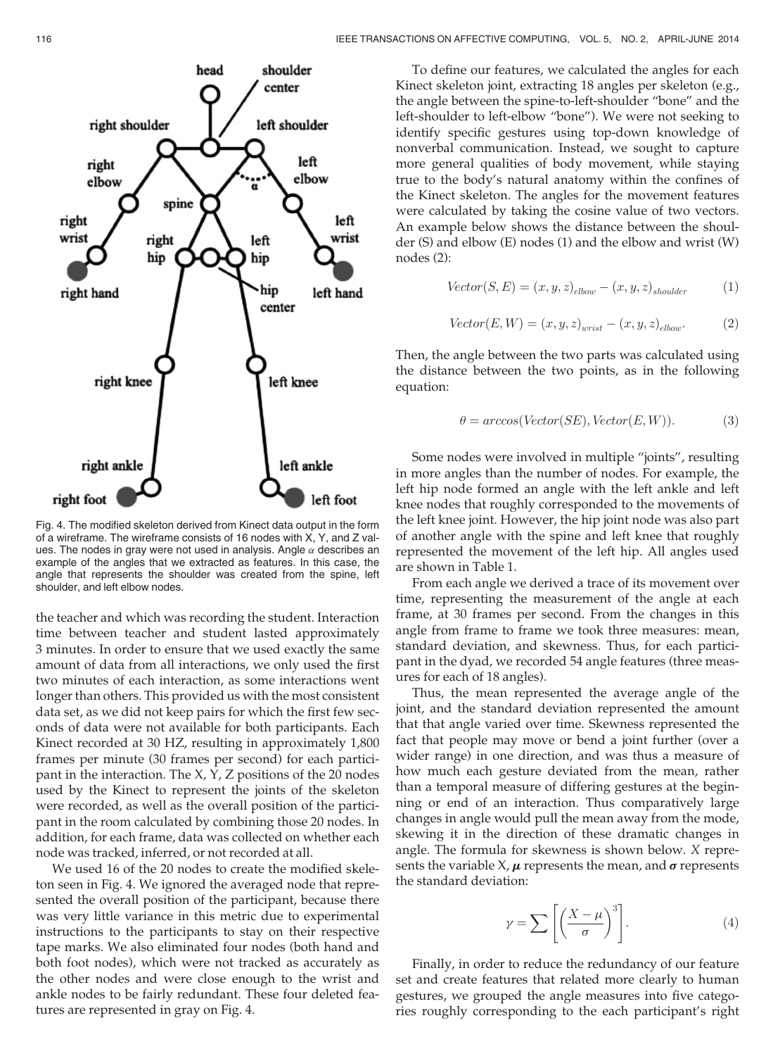Fig. 4. The modified skeleton derived from Kinect data output in the form of a wireframe. The wireframe consists of 16 nodes with X, Y, and Z values. The nodes in gray were not used in analysis. Angle $\alpha$ describes an example of the angles that we extracted as features. In this case, the angle that represents the shoulder was created from the spine, left shoulder, and left elbow nodes.

the teacher and which was recording the student. Interaction time between teacher and student lasted approximately 3 minutes. In order to ensure that we used exactly the same amount of data from all interactions, we only used the first two minutes of each interaction, as some interactions went longer than others. This provided us with the most consistent data set, as we did not keep pairs for which the first few seconds of data were not available for both participants. Each Kinect recorded at 30 HZ, resulting in approximately 1,800 frames per minute (30 frames per second) for each participant in the interaction. The X, Y, Z positions of the 20 nodes used by the Kinect to represent the joints of the skeleton were recorded, as well as the overall position of the participant in the room calculated by combining those 20 nodes. In addition, for each frame, data was collected on whether each node was tracked, inferred, or not recorded at all.

We used 16 of the 20 nodes to create the modified skeleton seen in Fig. 4. We ignored the averaged node that represented the overall position of the participant, because there was very little variance in this metric due to experimental instructions to the participants to stay on their respective tape marks. We also eliminated four nodes (both hand and both foot nodes), which were not tracked as accurately as the other nodes and were close enough to the wrist and ankle nodes to be fairly redundant. These four deleted features are represented in gray on Fig. 4.

To define our features, we calculated the angles for each Kinect skeleton joint, extracting 18 angles per skeleton (e.g., the angle between the spine-to-left-shoulder "bone" and the left-shoulder to left-elbow "bone"). We were not seeking to identify specific gestures using top-down knowledge of nonverbal communication. Instead, we sought to capture more general qualities of body movement, while staying true to the body's natural anatomy within the confines of the Kinect skeleton. The angles for the movement features were calculated by taking the cosine value of two vectors. An example below shows the distance between the shoulder (S) and elbow (E) nodes (1) and the elbow and wrist (W) nodes (2):

$$Vector(S, E) = (x, y, z)_{elbow} - (x, y, z)_{shoulder} \tag{1}$$

$$Vector(E, W) = (x, y, z)_{wrist} - (x, y, z)_{elbow}. \tag{2}$$

Then, the angle between the two parts was calculated using the distance between the two points, as in the following equation:

$$\theta = arccos(Vector(SE), Vector(E, W)). \tag{3}$$

Some nodes were involved in multiple "joints", resulting in more angles than the number of nodes. For example, the left hip node formed an angle with the left ankle and left knee nodes that roughly corresponded to the movements of the left knee joint. However, the hip joint node was also part of another angle with the spine and left knee that roughly represented the movement of the left hip. All angles used are shown in Table 1.

From each angle we derived a trace of its movement over time, representing the measurement of the angle at each frame, at 30 frames per second. From the changes in this angle from frame to frame we took three measures: mean, standard deviation, and skewness. Thus, for each participant in the dyad, we recorded 54 angle features (three measures for each of 18 angles).

Thus, the mean represented the average angle of the joint, and the standard deviation represented the amount that that angle varied over time. Skewness represented the fact that people may move or bend a joint further (over a wider range) in one direction, and was thus a measure of how much each gesture deviated from the mean, rather than a temporal measure of differing gestures at the beginning or end of an interaction. Thus comparatively large changes in angle would pull the mean away from the mode, skewing it in the direction of these dramatic changes in angle. The formula for skewness is shown below. $X$ represents the variable X, $\boldsymbol{\mu}$ represents the mean, and $\boldsymbol{\sigma}$ represents the standard deviation:

$$\gamma = \sum \left[ \left( \frac{X - \mu}{\sigma} \right)^3 \right]. \tag{4}$$

Finally, in order to reduce the redundancy of our feature set and create features that related more clearly to human gestures, we grouped the angle measures into five categories roughly corresponding to the each participant's right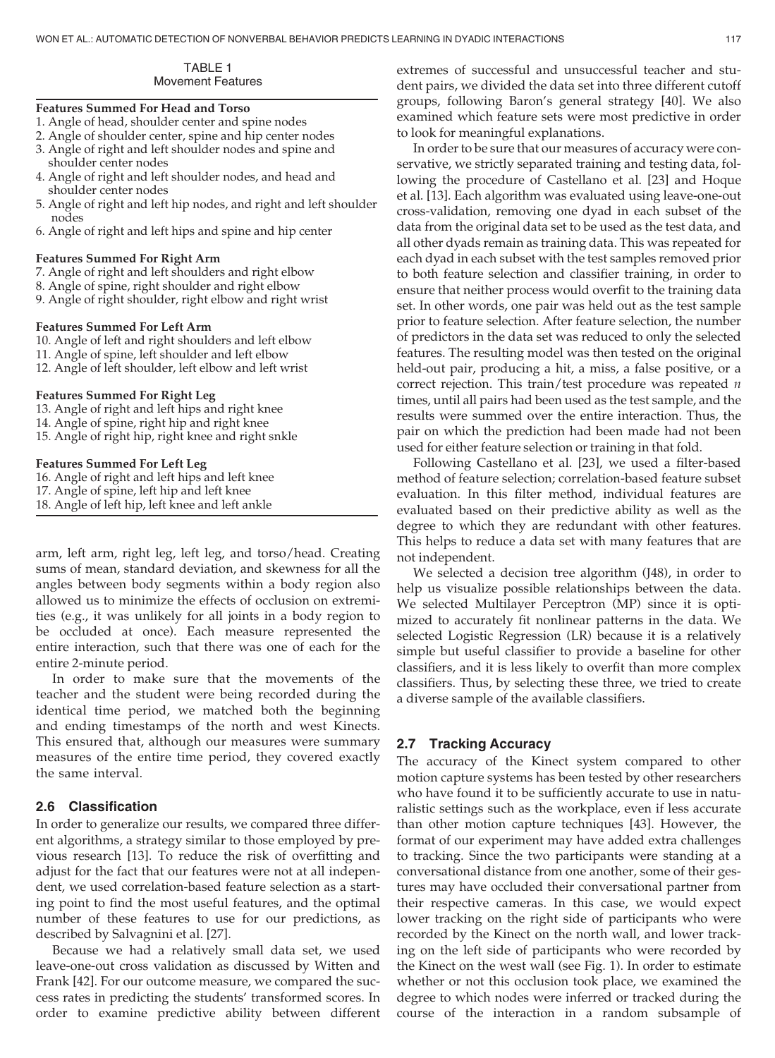TABLE 1
Movement Features

**Features Summed For Head and Torso**

1. Angle of head, shoulder center and spine nodes
2. Angle of shoulder center, spine and hip center nodes
3. Angle of right and left shoulder nodes and spine and shoulder center nodes
4. Angle of right and left shoulder nodes, and head and shoulder center nodes
5. Angle of right and left hip nodes, and right and left shoulder nodes
6. Angle of right and left hips and spine and hip center

**Features Summed For Right Arm**

7. Angle of right and left shoulders and right elbow
8. Angle of spine, right shoulder and right elbow
9. Angle of right shoulder, right elbow and right wrist

**Features Summed For Left Arm**

10. Angle of left and right shoulders and left elbow
11. Angle of spine, left shoulder and left elbow
12. Angle of left shoulder, left elbow and left wrist

**Features Summed For Right Leg**

13. Angle of right and left hips and right knee
14. Angle of spine, right hip and right knee
15. Angle of right hip, right knee and right snkle

**Features Summed For Left Leg**

16. Angle of right and left hips and left knee
17. Angle of spine, left hip and left knee
18. Angle of left hip, left knee and left ankle

arm, left arm, right leg, left leg, and torso/head. Creating sums of mean, standard deviation, and skewness for all the angles between body segments within a body region also allowed us to minimize the effects of occlusion on extremities (e.g., it was unlikely for all joints in a body region to be occluded at once). Each measure represented the entire interaction, such that there was one of each for the entire 2-minute period.

In order to make sure that the movements of the teacher and the student were being recorded during the identical time period, we matched both the beginning and ending timestamps of the north and west Kinects. This ensured that, although our measures were summary measures of the entire time period, they covered exactly the same interval.

### 2.6 Classification

In order to generalize our results, we compared three different algorithms, a strategy similar to those employed by previous research [13]. To reduce the risk of overfitting and adjust for the fact that our features were not at all independent, we used correlation-based feature selection as a starting point to find the most useful features, and the optimal number of these features to use for our predictions, as described by Salvagnini et al. [27].

Because we had a relatively small data set, we used leave-one-out cross validation as discussed by Witten and Frank [42]. For our outcome measure, we compared the success rates in predicting the students' transformed scores. In order to examine predictive ability between different extremes of successful and unsuccessful teacher and student pairs, we divided the data set into three different cutoff groups, following Baron's general strategy [40]. We also examined which feature sets were most predictive in order to look for meaningful explanations.

In order to be sure that our measures of accuracy were conservative, we strictly separated training and testing data, following the procedure of Castellano et al. [23] and Hoque et al. [13]. Each algorithm was evaluated using leave-one-out cross-validation, removing one dyad in each subset of the data from the original data set to be used as the test data, and all other dyads remain as training data. This was repeated for each dyad in each subset with the test samples removed prior to both feature selection and classifier training, in order to ensure that neither process would overfit to the training data set. In other words, one pair was held out as the test sample prior to feature selection. After feature selection, the number of predictors in the data set was reduced to only the selected features. The resulting model was then tested on the original held-out pair, producing a hit, a miss, a false positive, or a correct rejection. This train/test procedure was repeated $n$ times, until all pairs had been used as the test sample, and the results were summed over the entire interaction. Thus, the pair on which the prediction had been made had not been used for either feature selection or training in that fold.

Following Castellano et al. [23], we used a filter-based method of feature selection; correlation-based feature subset evaluation. In this filter method, individual features are evaluated based on their predictive ability as well as the degree to which they are redundant with other features. This helps to reduce a data set with many features that are not independent.

We selected a decision tree algorithm (J48), in order to help us visualize possible relationships between the data. We selected Multilayer Perceptron (MP) since it is optimized to accurately fit nonlinear patterns in the data. We selected Logistic Regression (LR) because it is a relatively simple but useful classifier to provide a baseline for other classifiers, and it is less likely to overfit than more complex classifiers. Thus, by selecting these three, we tried to create a diverse sample of the available classifiers.

### 2.7 Tracking Accuracy

The accuracy of the Kinect system compared to other motion capture systems has been tested by other researchers who have found it to be sufficiently accurate to use in naturalistic settings such as the workplace, even if less accurate than other motion capture techniques [43]. However, the format of our experiment may have added extra challenges to tracking. Since the two participants were standing at a conversational distance from one another, some of their gestures may have occluded their conversational partner from their respective cameras. In this case, we would expect lower tracking on the right side of participants who were recorded by the Kinect on the north wall, and lower tracking on the left side of participants who were recorded by the Kinect on the west wall (see Fig. 1). In order to estimate whether or not this occlusion took place, we examined the degree to which nodes were inferred or tracked during the course of the interaction in a random subsample of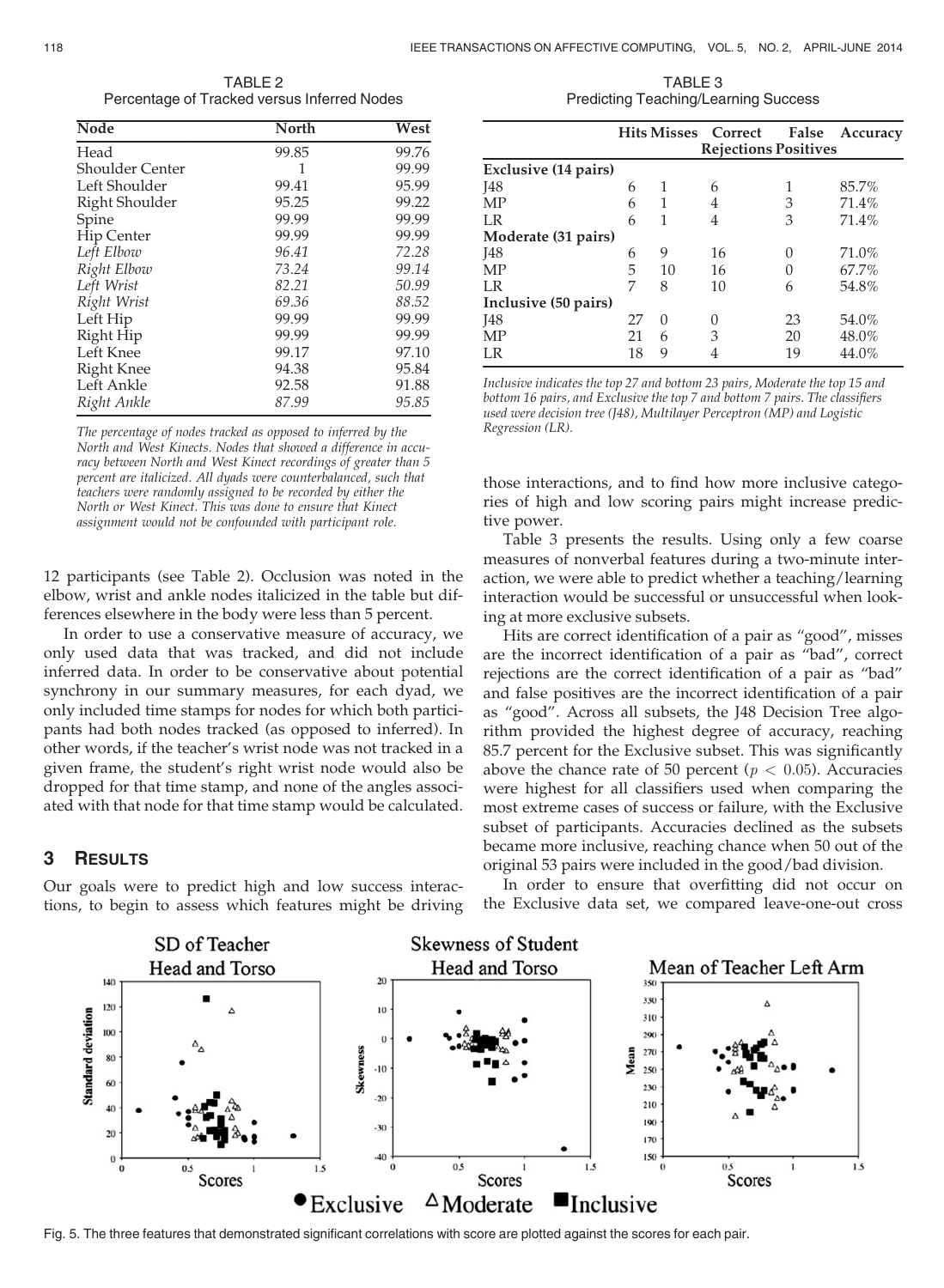TABLE 2
Percentage of Tracked versus Inferred Nodes

| Node | North | West |
|---|---|---|
| Head | 99.85 | 99.76 |
| Shoulder Center | 1 | 99.99 |
| Left Shoulder | 99.41 | 95.99 |
| Right Shoulder | 95.25 | 99.22 |
| Spine | 99.99 | 99.99 |
| Hip Center | 99.99 | 99.99 |
| *Left Elbow* | *96.41* | *72.28* |
| *Right Elbow* | *73.24* | *99.14* |
| *Left Wrist* | *82.21* | *50.99* |
| *Right Wrist* | *69.36* | *88.52* |
| Left Hip | 99.99 | 99.99 |
| Right Hip | 99.99 | 99.99 |
| Left Knee | 99.17 | 97.10 |
| Right Knee | 94.38 | 95.84 |
| Left Ankle | 92.58 | 91.88 |
| *Right Ankle* | *87.99* | *95.85* |

*The percentage of nodes tracked as opposed to inferred by the North and West Kinects. Nodes that showed a difference in accuracy between North and West Kinect recordings of greater than 5 percent are italicized. All dyads were counterbalanced, such that teachers were randomly assigned to be recorded by either the North or West Kinect. This was done to ensure that Kinect assignment would not be confounded with participant role.*

12 participants (see Table 2). Occlusion was noted in the elbow, wrist and ankle nodes italicized in the table but differences elsewhere in the body were less than 5 percent.

In order to use a conservative measure of accuracy, we only used data that was tracked, and did not include inferred data. In order to be conservative about potential synchrony in our summary measures, for each dyad, we only included time stamps for nodes for which both participants had both nodes tracked (as opposed to inferred). In other words, if the teacher's wrist node was not tracked in a given frame, the student's right wrist node would also be dropped for that time stamp, and none of the angles associated with that node for that time stamp would be calculated.

## 3 Results

Our goals were to predict high and low success interactions, to begin to assess which features might be driving those interactions, and to find how more inclusive categories of high and low scoring pairs might increase predictive power.

TABLE 3
Predicting Teaching/Learning Success

| | Hits | Misses | Correct Rejections | False Positives | Accuracy |
|---|---|---|---|---|---|
| **Exclusive (14 pairs)** | | | | | |
| J48 | 6 | 1 | 6 | 1 | 85.7% |
| MP | 6 | 1 | 4 | 3 | 71.4% |
| LR | 6 | 1 | 4 | 3 | 71.4% |
| **Moderate (31 pairs)** | | | | | |
| J48 | 6 | 9 | 16 | 0 | 71.0% |
| MP | 5 | 10 | 16 | 0 | 67.7% |
| LR | 7 | 8 | 10 | 6 | 54.8% |
| **Inclusive (50 pairs)** | | | | | |
| J48 | 27 | 0 | 0 | 23 | 54.0% |
| MP | 21 | 6 | 3 | 20 | 48.0% |
| LR | 18 | 9 | 4 | 19 | 44.0% |

*Inclusive indicates the top 27 and bottom 23 pairs, Moderate the top 15 and bottom 16 pairs, and Exclusive the top 7 and bottom 7 pairs. The classifiers used were decision tree (J48), Multilayer Perceptron (MP) and Logistic Regression (LR).*

Table 3 presents the results. Using only a few coarse measures of nonverbal features during a two-minute interaction, we were able to predict whether a teaching/learning interaction would be successful or unsuccessful when looking at more exclusive subsets.

Hits are correct identification of a pair as "good", misses are the incorrect identification of a pair as "bad", correct rejections are the correct identification of a pair as "bad" and false positives are the incorrect identification of a pair as "good". Across all subsets, the J48 Decision Tree algorithm provided the highest degree of accuracy, reaching 85.7 percent for the Exclusive subset. This was significantly above the chance rate of 50 percent ($p < 0.05$). Accuracies were highest for all classifiers used when comparing the most extreme cases of success or failure, with the Exclusive subset of participants. Accuracies declined as the subsets became more inclusive, reaching chance when 50 out of the original 53 pairs were included in the good/bad division.

In order to ensure that overfitting did not occur on the Exclusive data set, we compared leave-one-out cross

Fig. 5. The three features that demonstrated significant correlations with score are plotted against the scores for each pair.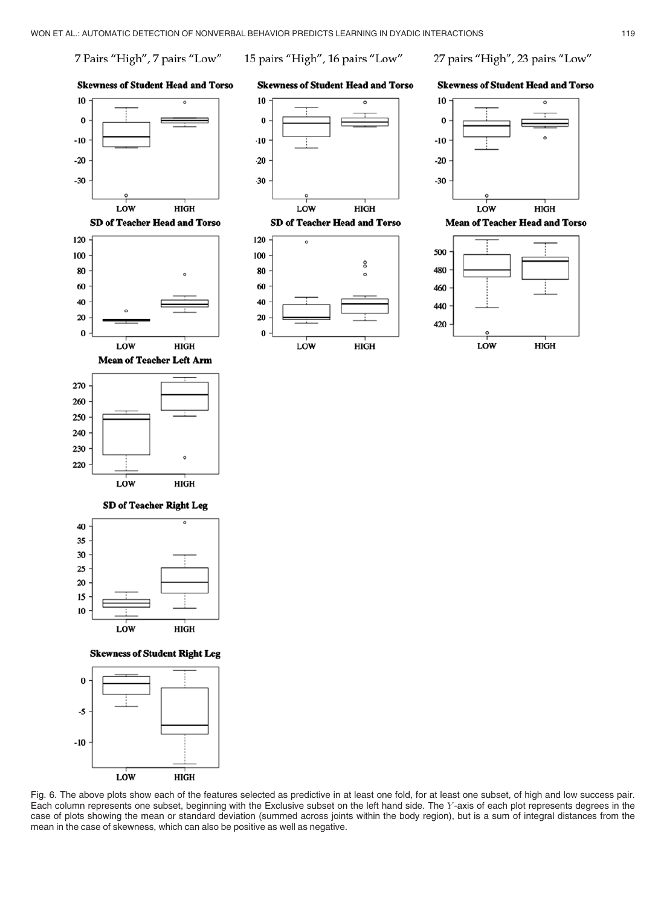Fig. 6. The above plots show each of the features selected as predictive in at least one fold, for at least one subset, of high and low success pair. Each column represents one subset, beginning with the Exclusive subset on the left hand side. The $Y$-axis of each plot represents degrees in the case of plots showing the mean or standard deviation (summed across joints within the body region), but is a sum of integral distances from the mean in the case of skewness, which can also be positive as well as negative.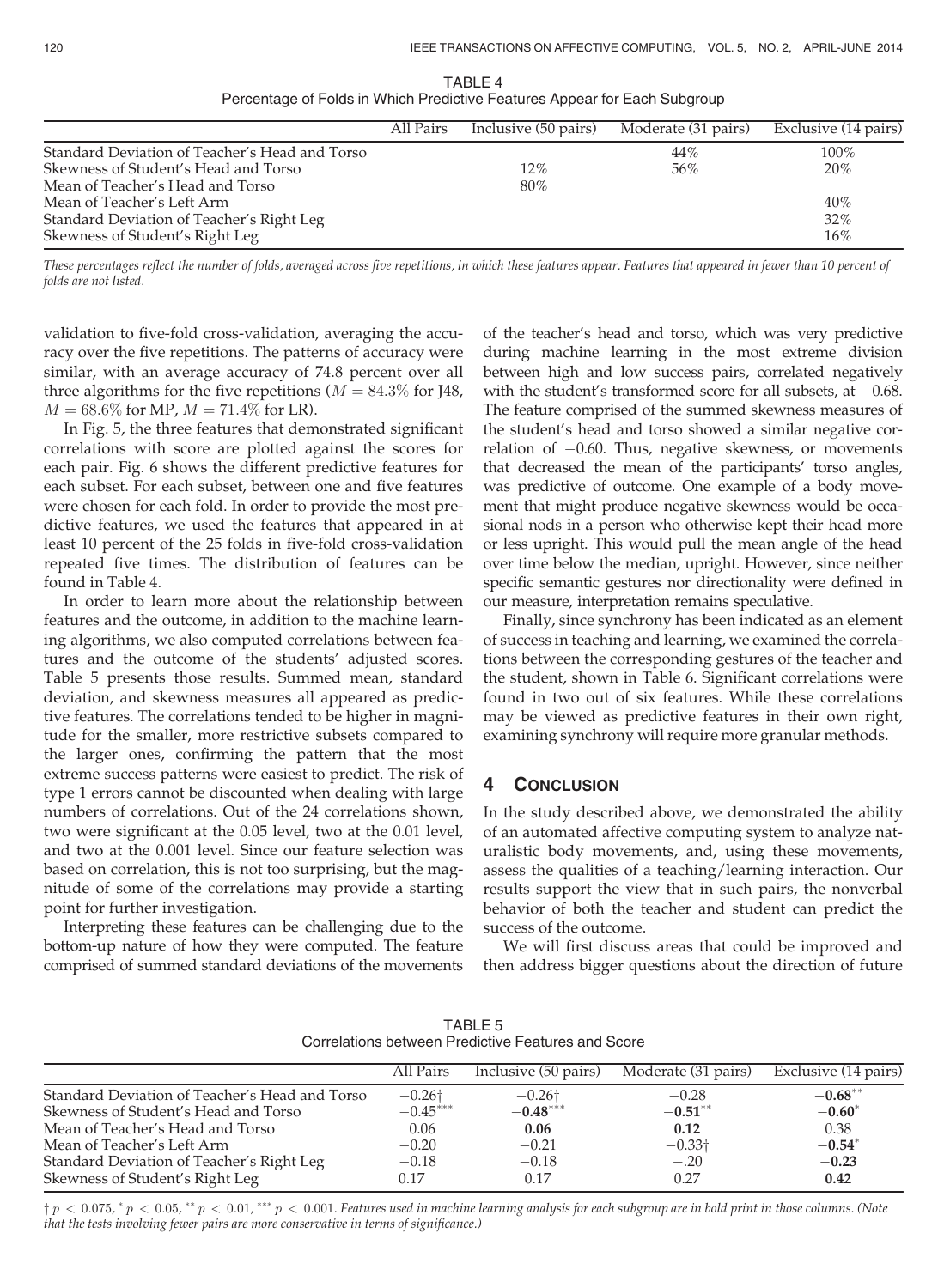TABLE 4
Percentage of Folds in Which Predictive Features Appear for Each Subgroup

| | All Pairs | Inclusive (50 pairs) | Moderate (31 pairs) | Exclusive (14 pairs) |
|---|---|---|---|---|
| Standard Deviation of Teacher's Head and Torso | | | 44% | 100% |
| Skewness of Student's Head and Torso | | 12% | 56% | 20% |
| Mean of Teacher's Head and Torso | | 80% | | |
| Mean of Teacher's Left Arm | | | | 40% |
| Standard Deviation of Teacher's Right Leg | | | | 32% |
| Skewness of Student's Right Leg | | | | 16% |

*These percentages reflect the number of folds, averaged across five repetitions, in which these features appear. Features that appeared in fewer than 10 percent of folds are not listed.*

validation to five-fold cross-validation, averaging the accuracy over the five repetitions. The patterns of accuracy were similar, with an average accuracy of 74.8 percent over all three algorithms for the five repetitions ($M = 84.3\%$ for J48, $M = 68.6\%$ for MP, $M = 71.4\%$ for LR).

In Fig. 5, the three features that demonstrated significant correlations with score are plotted against the scores for each pair. Fig. 6 shows the different predictive features for each subset. For each subset, between one and five features were chosen for each fold. In order to provide the most predictive features, we used the features that appeared in at least 10 percent of the 25 folds in five-fold cross-validation repeated five times. The distribution of features can be found in Table 4.

In order to learn more about the relationship between features and the outcome, in addition to the machine learning algorithms, we also computed correlations between features and the outcome of the students' adjusted scores. Table 5 presents those results. Summed mean, standard deviation, and skewness measures all appeared as predictive features. The correlations tended to be higher in magnitude for the smaller, more restrictive subsets compared to the larger ones, confirming the pattern that the most extreme success patterns were easiest to predict. The risk of type 1 errors cannot be discounted when dealing with large numbers of correlations. Out of the 24 correlations shown, two were significant at the 0.05 level, two at the 0.01 level, and two at the 0.001 level. Since our feature selection was based on correlation, this is not too surprising, but the magnitude of some of the correlations may provide a starting point for further investigation.

Interpreting these features can be challenging due to the bottom-up nature of how they were computed. The feature comprised of summed standard deviations of the movements of the teacher's head and torso, which was very predictive during machine learning in the most extreme division between high and low success pairs, correlated negatively with the student's transformed score for all subsets, at $-0.68$. The feature comprised of the summed skewness measures of the student's head and torso showed a similar negative correlation of $-0.60$. Thus, negative skewness, or movements that decreased the mean of the participants' torso angles, was predictive of outcome. One example of a body movement that might produce negative skewness would be occasional nods in a person who otherwise kept their head more or less upright. This would pull the mean angle of the head over time below the median, upright. However, since neither specific semantic gestures nor directionality were defined in our measure, interpretation remains speculative.

Finally, since synchrony has been indicated as an element of success in teaching and learning, we examined the correlations between the corresponding gestures of the teacher and the student, shown in Table 6. Significant correlations were found in two out of six features. While these correlations may be viewed as predictive features in their own right, examining synchrony will require more granular methods.

## 4 Conclusion

In the study described above, we demonstrated the ability of an automated affective computing system to analyze naturalistic body movements, and, using these movements, assess the qualities of a teaching/learning interaction. Our results support the view that in such pairs, the nonverbal behavior of both the teacher and student can predict the success of the outcome.

We will first discuss areas that could be improved and then address bigger questions about the direction of future

TABLE 5
Correlations between Predictive Features and Score

| | All Pairs | Inclusive (50 pairs) | Moderate (31 pairs) | Exclusive (14 pairs) |
|---|---|---|---|---|
| Standard Deviation of Teacher's Head and Torso | $-0.26^{\dagger}$ | $-0.26^{\dagger}$ | $-0.28$ | $\mathbf{-0.68}^{**}$ |
| Skewness of Student's Head and Torso | $-0.45^{***}$ | $\mathbf{-0.48}^{***}$ | $\mathbf{-0.51}^{**}$ | $\mathbf{-0.60}^{*}$ |
| Mean of Teacher's Head and Torso | 0.06 | **0.06** | **0.12** | 0.38 |
| Mean of Teacher's Left Arm | $-0.20$ | $-0.21$ | $-0.33^{\dagger}$ | $\mathbf{-0.54}^{*}$ |
| Standard Deviation of Teacher's Right Leg | $-0.18$ | $-0.18$ | $-.20$ | $\mathbf{-0.23}$ |
| Skewness of Student's Right Leg | 0.17 | 0.17 | 0.27 | **0.42** |

$^{\dagger}\, p < 0.075$, $^{*}\, p < 0.05$, $^{**}\, p < 0.01$, $^{***}\, p < 0.001$. *Features used in machine learning analysis for each subgroup are in bold print in those columns. (Note that the tests involving fewer pairs are more conservative in terms of significance.)*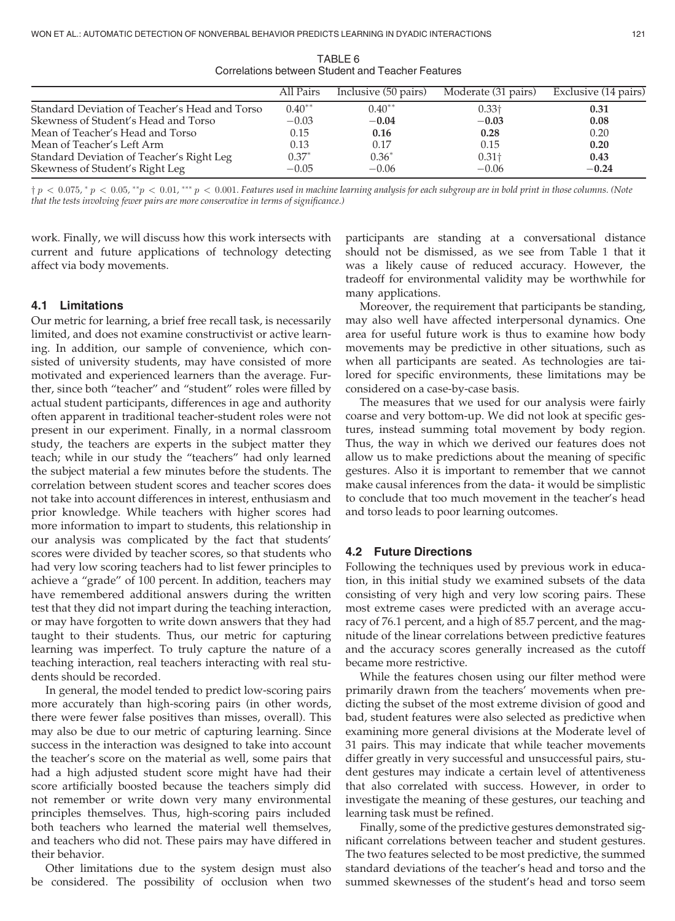TABLE 6
Correlations between Student and Teacher Features

| | All Pairs | Inclusive (50 pairs) | Moderate (31 pairs) | Exclusive (14 pairs) |
|---|---|---|---|---|
| Standard Deviation of Teacher's Head and Torso | $0.40^{**}$ | $0.40^{**}$ | $0.33†$ | **0.31** |
| Skewness of Student's Head and Torso | $-0.03$ | **−0.04** | **−0.03** | **0.08** |
| Mean of Teacher's Head and Torso | 0.15 | **0.16** | **0.28** | 0.20 |
| Mean of Teacher's Left Arm | 0.13 | 0.17 | 0.15 | **0.20** |
| Standard Deviation of Teacher's Right Leg | $0.37^{*}$ | $0.36^{*}$ | $0.31†$ | **0.43** |
| Skewness of Student's Right Leg | $-0.05$ | $-0.06$ | $-0.06$ | **−0.24** |

† $p < 0.075$, * $p < 0.05$, ** $p < 0.01$, *** $p < 0.001$. *Features used in machine learning analysis for each subgroup are in bold print in those columns. (Note that the tests involving fewer pairs are more conservative in terms of significance.)*

work. Finally, we will discuss how this work intersects with current and future applications of technology detecting affect via body movements.

### 4.1 Limitations

Our metric for learning, a brief free recall task, is necessarily limited, and does not examine constructivist or active learning. In addition, our sample of convenience, which consisted of university students, may have consisted of more motivated and experienced learners than the average. Further, since both "teacher" and "student" roles were filled by actual student participants, differences in age and authority often apparent in traditional teacher-student roles were not present in our experiment. Finally, in a normal classroom study, the teachers are experts in the subject matter they teach; while in our study the "teachers" had only learned the subject material a few minutes before the students. The correlation between student scores and teacher scores does not take into account differences in interest, enthusiasm and prior knowledge. While teachers with higher scores had more information to impart to students, this relationship in our analysis was complicated by the fact that students' scores were divided by teacher scores, so that students who had very low scoring teachers had to list fewer principles to achieve a "grade" of 100 percent. In addition, teachers may have remembered additional answers during the written test that they did not impart during the teaching interaction, or may have forgotten to write down answers that they had taught to their students. Thus, our metric for capturing learning was imperfect. To truly capture the nature of a teaching interaction, real teachers interacting with real students should be recorded.

In general, the model tended to predict low-scoring pairs more accurately than high-scoring pairs (in other words, there were fewer false positives than misses, overall). This may also be due to our metric of capturing learning. Since success in the interaction was designed to take into account the teacher's score on the material as well, some pairs that had a high adjusted student score might have had their score artificially boosted because the teachers simply did not remember or write down very many environmental principles themselves. Thus, high-scoring pairs included both teachers who learned the material well themselves, and teachers who did not. These pairs may have differed in their behavior.

Other limitations due to the system design must also be considered. The possibility of occlusion when two participants are standing at a conversational distance should not be dismissed, as we see from Table 1 that it was a likely cause of reduced accuracy. However, the tradeoff for environmental validity may be worthwhile for many applications.

Moreover, the requirement that participants be standing, may also well have affected interpersonal dynamics. One area for useful future work is thus to examine how body movements may be predictive in other situations, such as when all participants are seated. As technologies are tailored for specific environments, these limitations may be considered on a case-by-case basis.

The measures that we used for our analysis were fairly coarse and very bottom-up. We did not look at specific gestures, instead summing total movement by body region. Thus, the way in which we derived our features does not allow us to make predictions about the meaning of specific gestures. Also it is important to remember that we cannot make causal inferences from the data- it would be simplistic to conclude that too much movement in the teacher's head and torso leads to poor learning outcomes.

### 4.2 Future Directions

Following the techniques used by previous work in education, in this initial study we examined subsets of the data consisting of very high and very low scoring pairs. These most extreme cases were predicted with an average accuracy of 76.1 percent, and a high of 85.7 percent, and the magnitude of the linear correlations between predictive features and the accuracy scores generally increased as the cutoff became more restrictive.

While the features chosen using our filter method were primarily drawn from the teachers' movements when predicting the subset of the most extreme division of good and bad, student features were also selected as predictive when examining more general divisions at the Moderate level of 31 pairs. This may indicate that while teacher movements differ greatly in very successful and unsuccessful pairs, student gestures may indicate a certain level of attentiveness that also correlated with success. However, in order to investigate the meaning of these gestures, our teaching and learning task must be refined.

Finally, some of the predictive gestures demonstrated significant correlations between teacher and student gestures. The two features selected to be most predictive, the summed standard deviations of the teacher's head and torso and the summed skewnesses of the student's head and torso seem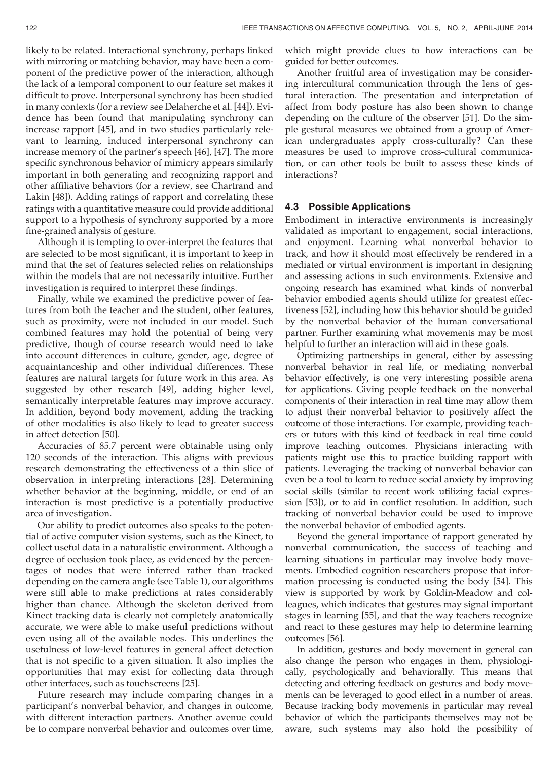likely to be related. Interactional synchrony, perhaps linked with mirroring or matching behavior, may have been a component of the predictive power of the interaction, although the lack of a temporal component to our feature set makes it difficult to prove. Interpersonal synchrony has been studied in many contexts (for a review see Delaherche et al. [44]). Evidence has been found that manipulating synchrony can increase rapport [45], and in two studies particularly relevant to learning, induced interpersonal synchrony can increase memory of the partner's speech [46], [47]. The more specific synchronous behavior of mimicry appears similarly important in both generating and recognizing rapport and other affiliative behaviors (for a review, see Chartrand and Lakin [48]). Adding ratings of rapport and correlating these ratings with a quantitative measure could provide additional support to a hypothesis of synchrony supported by a more fine-grained analysis of gesture.

Although it is tempting to over-interpret the features that are selected to be most significant, it is important to keep in mind that the set of features selected relies on relationships within the models that are not necessarily intuitive. Further investigation is required to interpret these findings.

Finally, while we examined the predictive power of features from both the teacher and the student, other features, such as proximity, were not included in our model. Such combined features may hold the potential of being very predictive, though of course research would need to take into account differences in culture, gender, age, degree of acquaintanceship and other individual differences. These features are natural targets for future work in this area. As suggested by other research [49], adding higher level, semantically interpretable features may improve accuracy. In addition, beyond body movement, adding the tracking of other modalities is also likely to lead to greater success in affect detection [50].

Accuracies of 85.7 percent were obtainable using only 120 seconds of the interaction. This aligns with previous research demonstrating the effectiveness of a thin slice of observation in interpreting interactions [28]. Determining whether behavior at the beginning, middle, or end of an interaction is most predictive is a potentially productive area of investigation.

Our ability to predict outcomes also speaks to the potential of active computer vision systems, such as the Kinect, to collect useful data in a naturalistic environment. Although a degree of occlusion took place, as evidenced by the percentages of nodes that were inferred rather than tracked depending on the camera angle (see Table 1), our algorithms were still able to make predictions at rates considerably higher than chance. Although the skeleton derived from Kinect tracking data is clearly not completely anatomically accurate, we were able to make useful predictions without even using all of the available nodes. This underlines the usefulness of low-level features in general affect detection that is not specific to a given situation. It also implies the opportunities that may exist for collecting data through other interfaces, such as touchscreens [25].

Future research may include comparing changes in a participant's nonverbal behavior, and changes in outcome, with different interaction partners. Another avenue could be to compare nonverbal behavior and outcomes over time, which might provide clues to how interactions can be guided for better outcomes.

Another fruitful area of investigation may be considering intercultural communication through the lens of gestural interaction. The presentation and interpretation of affect from body posture has also been shown to change depending on the culture of the observer [51]. Do the simple gestural measures we obtained from a group of American undergraduates apply cross-culturally? Can these measures be used to improve cross-cultural communication, or can other tools be built to assess these kinds of interactions?

### 4.3 Possible Applications

Embodiment in interactive environments is increasingly validated as important to engagement, social interactions, and enjoyment. Learning what nonverbal behavior to track, and how it should most effectively be rendered in a mediated or virtual environment is important in designing and assessing actions in such environments. Extensive and ongoing research has examined what kinds of nonverbal behavior embodied agents should utilize for greatest effectiveness [52], including how this behavior should be guided by the nonverbal behavior of the human conversational partner. Further examining what movements may be most helpful to further an interaction will aid in these goals.

Optimizing partnerships in general, either by assessing nonverbal behavior in real life, or mediating nonverbal behavior effectively, is one very interesting possible arena for applications. Giving people feedback on the nonverbal components of their interaction in real time may allow them to adjust their nonverbal behavior to positively affect the outcome of those interactions. For example, providing teachers or tutors with this kind of feedback in real time could improve teaching outcomes. Physicians interacting with patients might use this to practice building rapport with patients. Leveraging the tracking of nonverbal behavior can even be a tool to learn to reduce social anxiety by improving social skills (similar to recent work utilizing facial expression [53]), or to aid in conflict resolution. In addition, such tracking of nonverbal behavior could be used to improve the nonverbal behavior of embodied agents.

Beyond the general importance of rapport generated by nonverbal communication, the success of teaching and learning situations in particular may involve body movements. Embodied cognition researchers propose that information processing is conducted using the body [54]. This view is supported by work by Goldin-Meadow and colleagues, which indicates that gestures may signal important stages in learning [55], and that the way teachers recognize and react to these gestures may help to determine learning outcomes [56].

In addition, gestures and body movement in general can also change the person who engages in them, physiologically, psychologically and behaviorally. This means that detecting and offering feedback on gestures and body movements can be leveraged to good effect in a number of areas. Because tracking body movements in particular may reveal behavior of which the participants themselves may not be aware, such systems may also hold the possibility of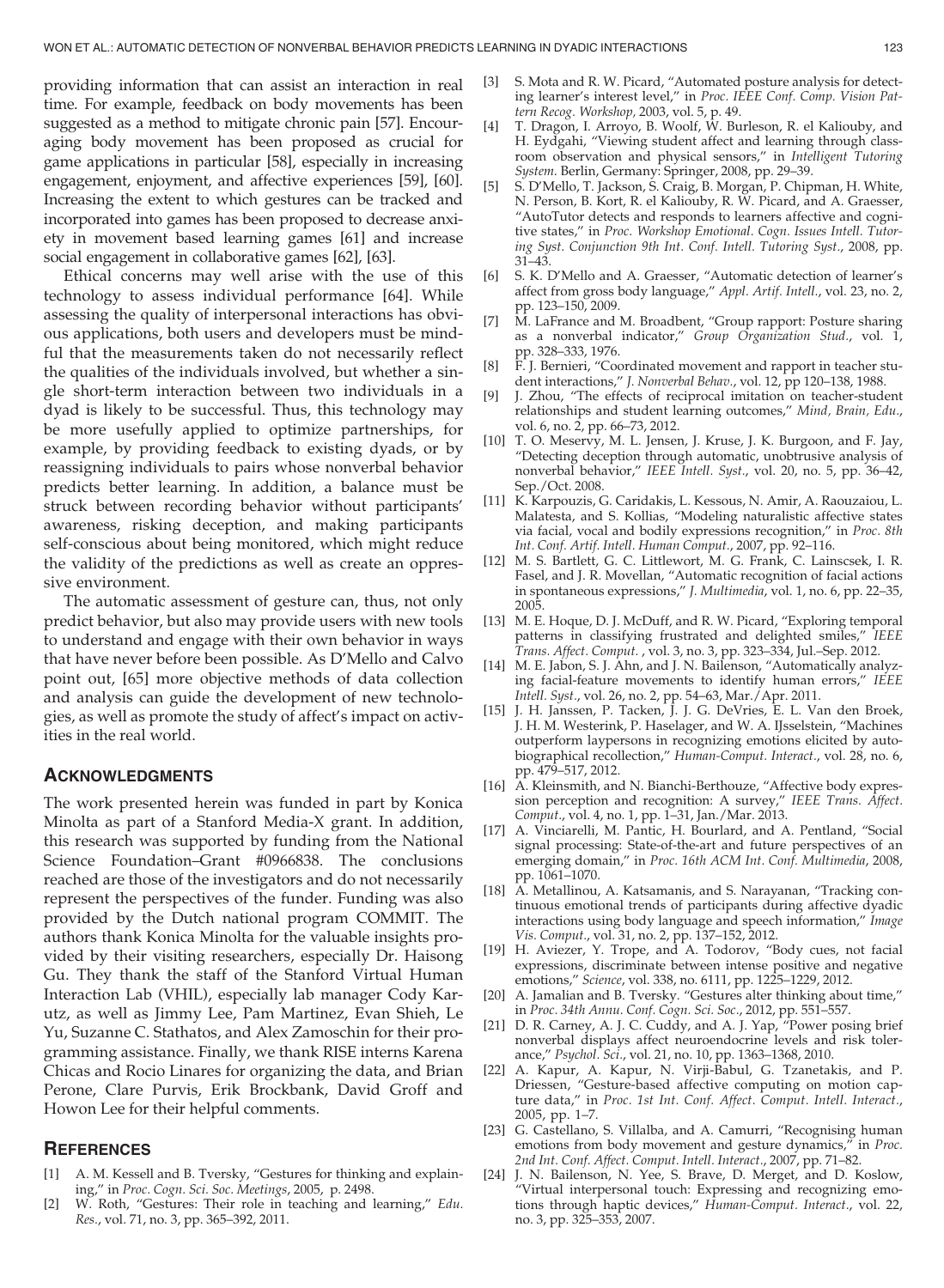providing information that can assist an interaction in real time. For example, feedback on body movements has been suggested as a method to mitigate chronic pain [57]. Encouraging body movement has been proposed as crucial for game applications in particular [58], especially in increasing engagement, enjoyment, and affective experiences [59], [60]. Increasing the extent to which gestures can be tracked and incorporated into games has been proposed to decrease anxiety in movement based learning games [61] and increase social engagement in collaborative games [62], [63].

Ethical concerns may well arise with the use of this technology to assess individual performance [64]. While assessing the quality of interpersonal interactions has obvious applications, both users and developers must be mindful that the measurements taken do not necessarily reflect the qualities of the individuals involved, but whether a single short-term interaction between two individuals in a dyad is likely to be successful. Thus, this technology may be more usefully applied to optimize partnerships, for example, by providing feedback to existing dyads, or by reassigning individuals to pairs whose nonverbal behavior predicts better learning. In addition, a balance must be struck between recording behavior without participants' awareness, risking deception, and making participants self-conscious about being monitored, which might reduce the validity of the predictions as well as create an oppressive environment.

The automatic assessment of gesture can, thus, not only predict behavior, but also may provide users with new tools to understand and engage with their own behavior in ways that have never before been possible. As D'Mello and Calvo point out, [65] more objective methods of data collection and analysis can guide the development of new technologies, as well as promote the study of affect's impact on activities in the real world.

## Acknowledgments

The work presented herein was funded in part by Konica Minolta as part of a Stanford Media-X grant. In addition, this research was supported by funding from the National Science Foundation–Grant #0966838. The conclusions reached are those of the investigators and do not necessarily represent the perspectives of the funder. Funding was also provided by the Dutch national program COMMIT. The authors thank Konica Minolta for the valuable insights provided by their visiting researchers, especially Dr. Haisong Gu. They thank the staff of the Stanford Virtual Human Interaction Lab (VHIL), especially lab manager Cody Karutz, as well as Jimmy Lee, Pam Martinez, Evan Shieh, Le Yu, Suzanne C. Stathatos, and Alex Zamoschin for their programming assistance. Finally, we thank RISE interns Karena Chicas and Rocio Linares for organizing the data, and Brian Perone, Clare Purvis, Erik Brockbank, David Groff and Howon Lee for their helpful comments.

## References

[1] A. M. Kessell and B. Tversky, "Gestures for thinking and explaining," in *Proc. Cogn. Sci. Soc. Meetings*, 2005, p. 2498.

[2] W. Roth, "Gestures: Their role in teaching and learning," *Edu. Res.*, vol. 71, no. 3, pp. 365–392, 2011.

[3] S. Mota and R. W. Picard, "Automated posture analysis for detecting learner's interest level," in *Proc. IEEE Conf. Comp. Vision Pattern Recog. Workshop*, 2003, vol. 5, p. 49.

[4] T. Dragon, I. Arroyo, B. Woolf, W. Burleson, R. el Kaliouby, and H. Eydgahi, "Viewing student affect and learning through classroom observation and physical sensors," in *Intelligent Tutoring System*. Berlin, Germany: Springer, 2008, pp. 29–39.

[5] S. D'Mello, T. Jackson, S. Craig, B. Morgan, P. Chipman, H. White, N. Person, B. Kort, R. el Kaliouby, R. W. Picard, and A. Graesser, "AutoTutor detects and responds to learners affective and cognitive states," in *Proc. Workshop Emotional. Cogn. Issues Intell. Tutoring Syst. Conjunction 9th Int. Conf. Intell. Tutoring Syst.*, 2008, pp. 31–43.

[6] S. K. D'Mello and A. Graesser, "Automatic detection of learner's affect from gross body language," *Appl. Artif. Intell.*, vol. 23, no. 2, pp. 123–150, 2009.

[7] M. LaFrance and M. Broadbent, "Group rapport: Posture sharing as a nonverbal indicator," *Group Organization Stud.*, vol. 1, pp. 328–333, 1976.

[8] F. J. Bernieri, "Coordinated movement and rapport in teacher student interactions," *J. Nonverbal Behav.*, vol. 12, pp 120–138, 1988.

[9] J. Zhou, "The effects of reciprocal imitation on teacher-student relationships and student learning outcomes," *Mind, Brain, Edu.*, vol. 6, no. 2, pp. 66–73, 2012.

[10] T. O. Meservy, M. L. Jensen, J. Kruse, J. K. Burgoon, and F. Jay, "Detecting deception through automatic, unobtrusive analysis of nonverbal behavior," *IEEE Intell. Syst.*, vol. 20, no. 5, pp. 36–42, Sep./Oct. 2008.

[11] K. Karpouzis, G. Caridakis, L. Kessous, N. Amir, A. Raouzaiou, L. Malatesta, and S. Kollias, "Modeling naturalistic affective states via facial, vocal and bodily expressions recognition," in *Proc. 8th Int. Conf. Artif. Intell. Human Comput.*, 2007, pp. 92–116.

[12] M. S. Bartlett, G. C. Littlewort, M. G. Frank, C. Lainscsek, I. R. Fasel, and J. R. Movellan, "Automatic recognition of facial actions in spontaneous expressions," *J. Multimedia*, vol. 1, no. 6, pp. 22–35, 2005.

[13] M. E. Hoque, D. J. McDuff, and R. W. Picard, "Exploring temporal patterns in classifying frustrated and delighted smiles," *IEEE Trans. Affect. Comput.* , vol. 3, no. 3, pp. 323–334, Jul.–Sep. 2012.

[14] M. E. Jabon, S. J. Ahn, and J. N. Bailenson, "Automatically analyzing facial-feature movements to identify human errors," *IEEE Intell. Syst.*, vol. 26, no. 2, pp. 54–63, Mar./Apr. 2011.

[15] J. H. Janssen, P. Tacken, J. J. G. DeVries, E. L. Van den Broek, J. H. M. Westerink, P. Haselager, and W. A. IJsselstein, "Machines outperform laypersons in recognizing emotions elicited by autobiographical recollection," *Human-Comput. Interact.*, vol. 28, no. 6, pp. 479–517, 2012.

[16] A. Kleinsmith, and N. Bianchi-Berthouze, "Affective body expression perception and recognition: A survey," *IEEE Trans. Affect. Comput.*, vol. 4, no. 1, pp. 1–31, Jan./Mar. 2013.

[17] A. Vinciarelli, M. Pantic, H. Bourlard, and A. Pentland, "Social signal processing: State-of-the-art and future perspectives of an emerging domain," in *Proc. 16th ACM Int. Conf. Multimedia*, 2008, pp. 1061–1070.

[18] A. Metallinou, A. Katsamanis, and S. Narayanan, "Tracking continuous emotional trends of participants during affective dyadic interactions using body language and speech information," *Image Vis. Comput.*, vol. 31, no. 2, pp. 137–152, 2012.

[19] H. Aviezer, Y. Trope, and A. Todorov, "Body cues, not facial expressions, discriminate between intense positive and negative emotions," *Science*, vol. 338, no. 6111, pp. 1225–1229, 2012.

[20] A. Jamalian and B. Tversky. "Gestures alter thinking about time," in *Proc. 34th Annu. Conf. Cogn. Sci. Soc.*, 2012, pp. 551–557.

[21] D. R. Carney, A. J. C. Cuddy, and A. J. Yap, "Power posing brief nonverbal displays affect neuroendocrine levels and risk tolerance," *Psychol. Sci.*, vol. 21, no. 10, pp. 1363–1368, 2010.

[22] A. Kapur, A. Kapur, N. Virji-Babul, G. Tzanetakis, and P. Driessen, "Gesture-based affective computing on motion capture data," in *Proc. 1st Int. Conf. Affect. Comput. Intell. Interact.*, 2005, pp. 1–7.

[23] G. Castellano, S. Villalba, and A. Camurri, "Recognising human emotions from body movement and gesture dynamics," in *Proc. 2nd Int. Conf. Affect. Comput. Intell. Interact.*, 2007, pp. 71–82.

[24] J. N. Bailenson, N. Yee, S. Brave, D. Merget, and D. Koslow, "Virtual interpersonal touch: Expressing and recognizing emotions through haptic devices," *Human-Comput. Interact.*, vol. 22, no. 3, pp. 325–353, 2007.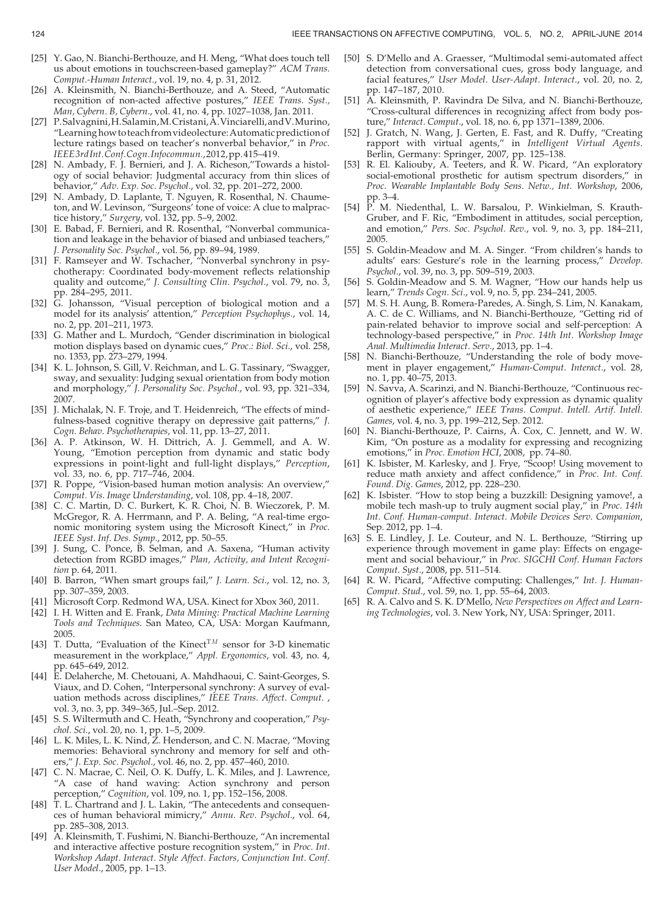[25] Y. Gao, N. Bianchi-Berthouze, and H. Meng, "What does touch tell us about emotions in touchscreen-based gameplay?" *ACM Trans. Comput.-Human Interact.*, vol. 19, no. 4, p. 31, 2012.

[26] A. Kleinsmith, N. Bianchi-Berthouze, and A. Steed, "Automatic recognition of non-acted affective postures," *IEEE Trans. Syst., Man, Cybern. B, Cybern.*, vol. 41, no. 4, pp. 1027–1038, Jan. 2011.

[27] P. Salvagnini, H. Salamin, M. Cristani, A. Vinciarelli, and V. Murino, "Learning how to teach from videolecture: Automatic prediction of lecture ratings based on teacher's nonverbal behavior," in *Proc. IEEE 3rd Int. Conf. Cogn. Infocommun.*, 2012, pp. 415–419.

[28] N. Ambady, F. J. Bernieri, and J. A. Richeson,"Towards a histology of social behavior: Judgmental accuracy from thin slices of behavior," *Adv. Exp. Soc. Psychol.*, vol. 32, pp. 201–272, 2000.

[29] N. Ambady, D. Laplante, T. Nguyen, R. Rosenthal, N. Chaumeton, and W. Levinson, "Surgeons' tone of voice: A clue to malpractice history," *Surgery*, vol. 132, pp. 5–9, 2002.

[30] E. Babad, F. Bernieri, and R. Rosenthal, "Nonverbal communication and leakage in the behavior of biased and unbiased teachers," *J. Personality Soc. Psychol.*, vol. 56, pp. 89–94, 1989.

[31] F. Ramseyer and W. Tschacher, "Nonverbal synchrony in psychotherapy: Coordinated body-movement reflects relationship quality and outcome," *J. Consulting Clin. Psychol.*, vol. 79, no. 3, pp. 284–295, 2011.

[32] G. Johansson, "Visual perception of biological motion and a model for its analysis' attention," *Perception Psychophys.*, vol. 14, no. 2, pp. 201–211, 1973.

[33] G. Mather and L. Murdoch, "Gender discrimination in biological motion displays based on dynamic cues," *Proc.: Biol. Sci.*, vol. 258, no. 1353, pp. 273–279, 1994.

[34] K. L. Johnson, S. Gill, V. Reichman, and L. G. Tassinary, "Swagger, sway, and sexuality: Judging sexual orientation from body motion and morphology," *J. Personality Soc. Psychol.*, vol. 93, pp. 321–334, 2007.

[35] J. Michalak, N. F. Troje, and T. Heidenreich, "The effects of mindfulness-based cognitive therapy on depressive gait patterns," *J. Cogn. Behav. Psychotherapies*, vol. 11, pp. 13–27, 2011.

[36] A. P. Atkinson, W. H. Dittrich, A. J. Gemmell, and A. W. Young, "Emotion perception from dynamic and static body expressions in point-light and full-light displays," *Perception*, vol. 33, no. 6, pp. 717–746, 2004.

[37] R. Poppe, "Vision-based human motion analysis: An overview," *Comput. Vis. Image Understanding*, vol. 108, pp. 4–18, 2007.

[38] C. C. Martin, D. C. Burkert, K. R. Choi, N. B. Wieczorek, P. M. McGregor, R. A. Herrmann, and P. A. Beling, "A real-time ergonomic monitoring system using the Microsoft Kinect," in *Proc. IEEE Syst. Inf. Des. Symp.*, 2012, pp. 50–55.

[39] J. Sung, C. Ponce, B. Selman, and A. Saxena, "Human activity detection from RGBD images," *Plan, Activity, and Intent Recognition* p. 64, 2011.

[40] B. Barron, "When smart groups fail," *J. Learn. Sci.*, vol. 12, no. 3, pp. 307–359, 2003.

[41] Microsoft Corp. Redmond WA, USA. Kinect for Xbox 360, 2011.

[42] I. H. Witten and E. Frank, *Data Mining: Practical Machine Learning Tools and Techniques*. San Mateo, CA, USA: Morgan Kaufmann, 2005.

[43] T. Dutta, "Evaluation of the Kinect$^{TM}$ sensor for 3-D kinematic measurement in the workplace," *Appl. Ergonomics*, vol. 43, no. 4, pp. 645–649, 2012.

[44] E. Delaherche, M. Chetouani, A. Mahdhaoui, C. Saint-Georges, S. Viaux, and D. Cohen, "Interpersonal synchrony: A survey of evaluation methods across disciplines," *IEEE Trans. Affect. Comput.*, vol. 3, no. 3, pp. 349–365, Jul.–Sep. 2012.

[45] S. S. Wiltermuth and C. Heath, "Synchrony and cooperation," *Psychol. Sci.*, vol. 20, no. 1, pp. 1–5, 2009.

[46] L. K. Miles, L. K. Nind, Z. Henderson, and C. N. Macrae, "Moving memories: Behavioral synchrony and memory for self and others," *J. Exp. Soc. Psychol.*, vol. 46, no. 2, pp. 457–460, 2010.

[47] C. N. Macrae, C. Neil, O. K. Duffy, L. K. Miles, and J. Lawrence, "A case of hand waving: Action synchrony and person perception," *Cognition*, vol. 109, no. 1, pp. 152–156, 2008.

[48] T. L. Chartrand and J. L. Lakin, "The antecedents and consequences of human behavioral mimicry," *Annu. Rev. Psychol.*, vol. 64, pp. 285–308, 2013.

[49] A. Kleinsmith, T. Fushimi, N. Bianchi-Berthouze, "An incremental and interactive affective posture recognition system," in *Proc. Int. Workshop Adapt. Interact. Style Affect. Factors, Conjunction Int. Conf. User Model.*, 2005, pp. 1–13.

[50] S. D'Mello and A. Graesser, "Multimodal semi-automated affect detection from conversational cues, gross body language, and facial features," *User Model. User-Adapt. Interact.*, vol. 20, no. 2, pp. 147–187, 2010.

[51] A. Kleinsmith, P. Ravindra De Silva, and N. Bianchi-Berthouze, "Cross-cultural differences in recognizing affect from body posture," *Interact. Comput.*, vol. 18, no. 6, pp 1371–1389, 2006.

[52] J. Gratch, N. Wang, J. Gerten, E. Fast, and R. Duffy, "Creating rapport with virtual agents," in *Intelligent Virtual Agents*. Berlin, Germany: Springer, 2007, pp. 125–138.

[53] R. El. Kaliouby, A. Teeters, and R. W. Picard, "An exploratory social-emotional prosthetic for autism spectrum disorders," in *Proc. Wearable Implantable Body Sens. Netw., Int. Workshop*, 2006, pp. 3–4.

[54] P. M. Niedenthal, L. W. Barsalou, P. Winkielman, S. Krauth-Gruber, and F. Ric, "Embodiment in attitudes, social perception, and emotion," *Pers. Soc. Psychol. Rev.*, vol. 9, no. 3, pp. 184–211, 2005.

[55] S. Goldin-Meadow and M. A. Singer. "From children's hands to adults' ears: Gesture's role in the learning process," *Develop. Psychol.*, vol. 39, no. 3, pp. 509–519, 2003.

[56] S. Goldin-Meadow and S. M. Wagner, "How our hands help us learn," *Trends Cogn. Sci.*, vol. 9, no. 5, pp. 234–241, 2005.

[57] M. S. H. Aung, B. Romera-Paredes, A. Singh, S. Lim, N. Kanakam, A. C. de C. Williams, and N. Bianchi-Berthouze, "Getting rid of pain-related behavior to improve social and self-perception: A technology-based perspective," in *Proc. 14th Int. Workshop Image Anal. Multimedia Interact. Serv.*, 2013, pp. 1–4.

[58] N. Bianchi-Berthouze, "Understanding the role of body movement in player engagement," *Human-Comput. Interact.*, vol. 28, no. 1, pp. 40–75, 2013.

[59] N. Savva, A. Scarinzi, and N. Bianchi-Berthouze, "Continuous recognition of player's affective body expression as dynamic quality of aesthetic experience," *IEEE Trans. Comput. Intell. Artif. Intell. Games*, vol. 4, no. 3, pp. 199–212, Sep. 2012.

[60] N. Bianchi-Berthouze, P. Cairns, A. Cox, C. Jennett, and W. W. Kim, "On posture as a modality for expressing and recognizing emotions," in *Proc. Emotion HCI*, 2008, pp. 74–80.

[61] K. Isbister, M. Karlesky, and J. Frye, "Scoop! Using movement to reduce math anxiety and affect confidence," in *Proc. Int. Conf. Found. Dig. Games*, 2012, pp. 228–230.

[62] K. Isbister. "How to stop being a buzzkill: Designing yamove!, a mobile tech mash-up to truly augment social play," in *Proc. 14th Int. Conf. Human-comput. Interact. Mobile Devices Serv. Companion*, Sep. 2012, pp. 1–4.

[63] S. E. Lindley, J. Le. Couteur, and N. L. Berthouze, "Stirring up experience through movement in game play: Effects on engagement and social behaviour," in *Proc. SIGCHI Conf. Human Factors Comput. Syst.*, 2008, pp. 511–514.

[64] R. W. Picard, "Affective computing: Challenges," *Int. J. Human-Comput. Stud.*, vol. 59, no. 1, pp. 55–64, 2003.

[65] R. A. Calvo and S. K. D'Mello, *New Perspectives on Affect and Learning Technologies*, vol. 3. New York, NY, USA: Springer, 2011.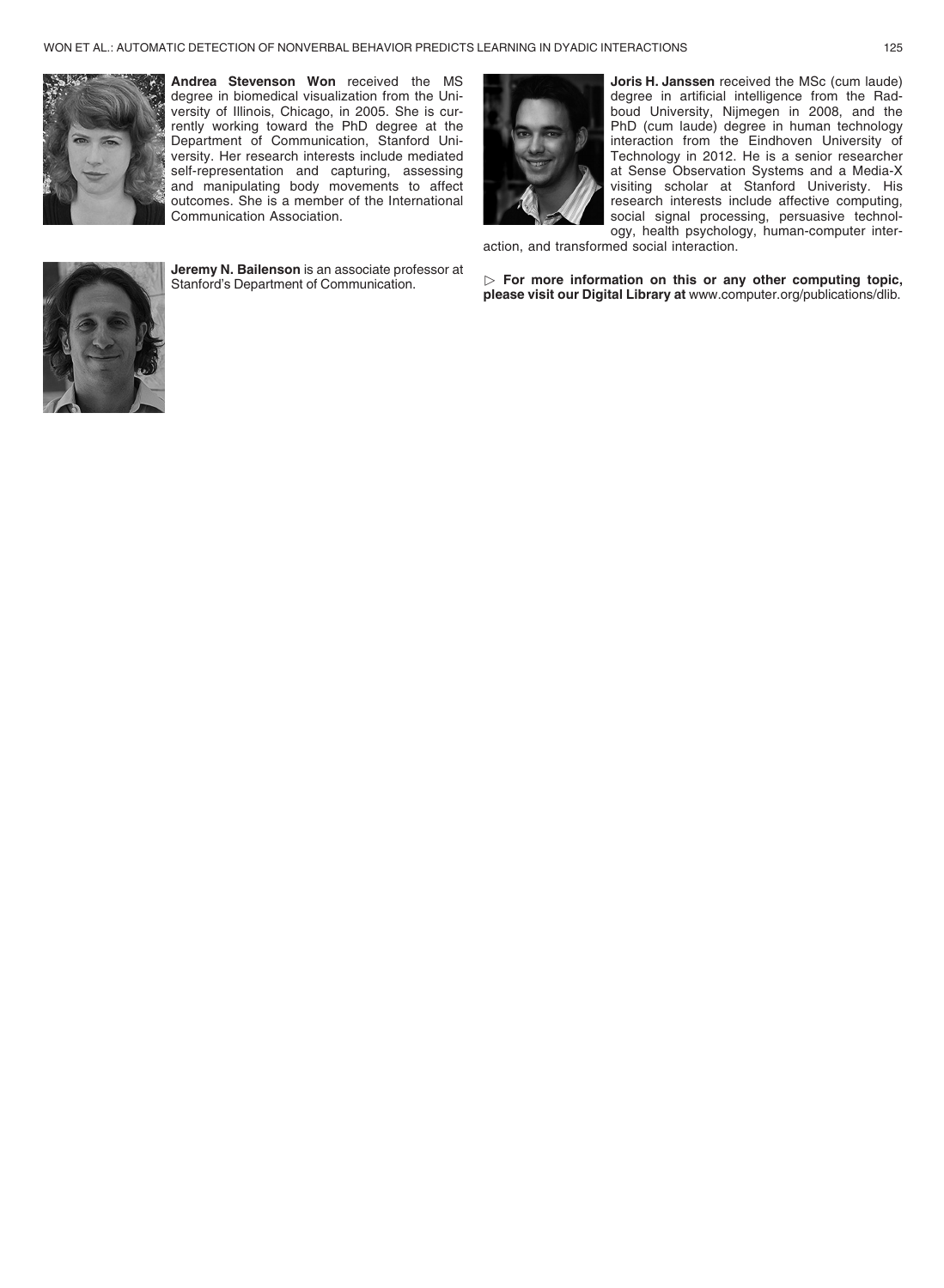**Andrea Stevenson Won** received the MS degree in biomedical visualization from the University of Illinois, Chicago, in 2005. She is currently working toward the PhD degree at the Department of Communication, Stanford University. Her research interests include mediated self-representation and capturing, assessing and manipulating body movements to affect outcomes. She is a member of the International Communication Association.

**Jeremy N. Bailenson** is an associate professor at Stanford's Department of Communication.

**Joris H. Janssen** received the MSc (cum laude) degree in artificial intelligence from the Radboud University, Nijmegen in 2008, and the PhD (cum laude) degree in human technology interaction from the Eindhoven University of Technology in 2012. He is a senior researcher at Sense Observation Systems and a Media-X visiting scholar at Stanford Univeristy. His research interests include affective computing, social signal processing, persuasive technology, health psychology, human-computer interaction, and transformed social interaction.

▷ **For more information on this or any other computing topic, please visit our Digital Library at** www.computer.org/publications/dlib.